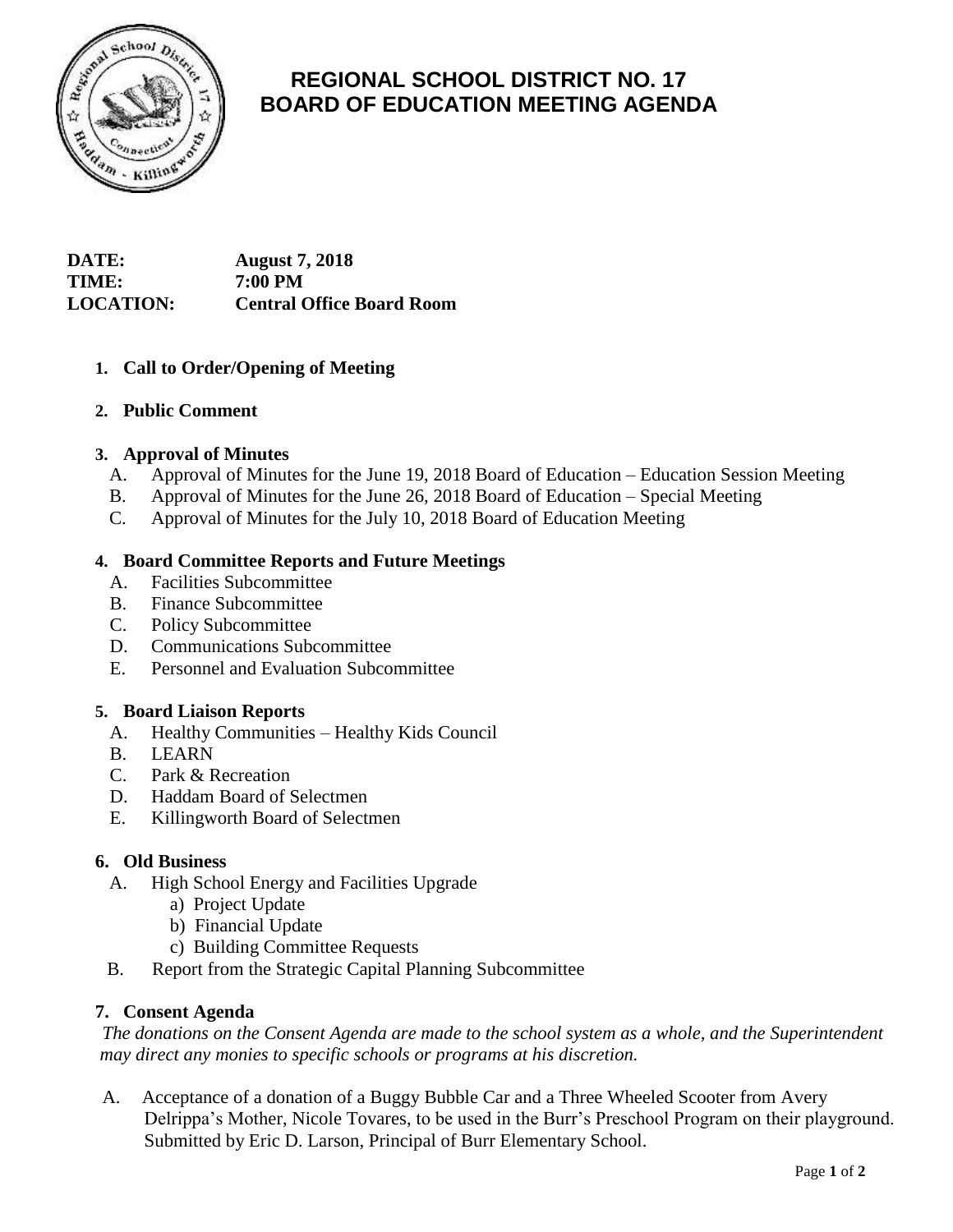# REGIONAL SCHOOL DISTRICT NO. 17
# BOARD OF EDUCATION MEETING AGENDA

**DATE:** **August 7, 2018**
**TIME:** **7:00 PM**
**LOCATION:** **Central Office Board Room**

1. **Call to Order/Opening of Meeting**

2. **Public Comment**

3. **Approval of Minutes**
   A. Approval of Minutes for the June 19, 2018 Board of Education – Education Session Meeting
   B. Approval of Minutes for the June 26, 2018 Board of Education – Special Meeting
   C. Approval of Minutes for the July 10, 2018 Board of Education Meeting

4. **Board Committee Reports and Future Meetings**
   A. Facilities Subcommittee
   B. Finance Subcommittee
   C. Policy Subcommittee
   D. Communications Subcommittee
   E. Personnel and Evaluation Subcommittee

5. **Board Liaison Reports**
   A. Healthy Communities – Healthy Kids Council
   B. LEARN
   C. Park & Recreation
   D. Haddam Board of Selectmen
   E. Killingworth Board of Selectmen

6. **Old Business**
   A. High School Energy and Facilities Upgrade
      a) Project Update
      b) Financial Update
      c) Building Committee Requests
   B. Report from the Strategic Capital Planning Subcommittee

7. **Consent Agenda**

*The donations on the Consent Agenda are made to the school system as a whole, and the Superintendent may direct any monies to specific schools or programs at his discretion.*

A. Acceptance of a donation of a Buggy Bubble Car and a Three Wheeled Scooter from Avery Delrippa's Mother, Nicole Tovares, to be used in the Burr's Preschool Program on their playground. Submitted by Eric D. Larson, Principal of Burr Elementary School.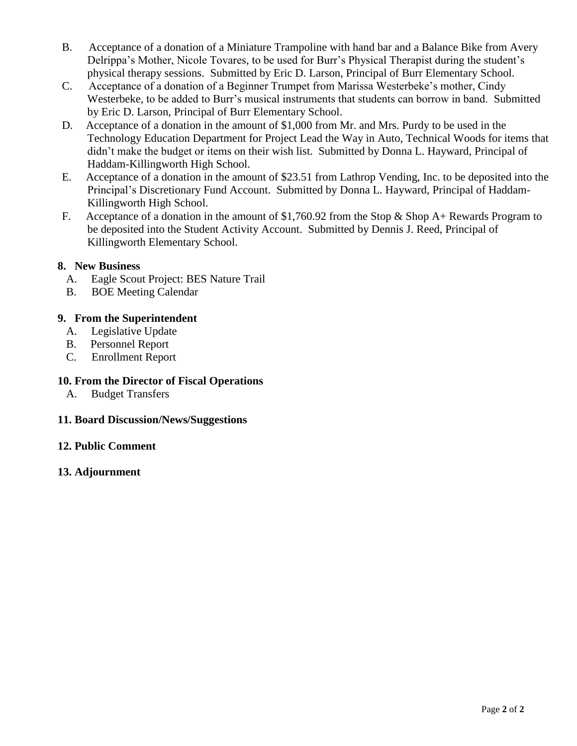B. Acceptance of a donation of a Miniature Trampoline with hand bar and a Balance Bike from Avery Delrippa's Mother, Nicole Tovares, to be used for Burr's Physical Therapist during the student's physical therapy sessions. Submitted by Eric D. Larson, Principal of Burr Elementary School.

C. Acceptance of a donation of a Beginner Trumpet from Marissa Westerbeke's mother, Cindy Westerbeke, to be added to Burr's musical instruments that students can borrow in band. Submitted by Eric D. Larson, Principal of Burr Elementary School.

D. Acceptance of a donation in the amount of $1,000 from Mr. and Mrs. Purdy to be used in the Technology Education Department for Project Lead the Way in Auto, Technical Woods for items that didn't make the budget or items on their wish list. Submitted by Donna L. Hayward, Principal of Haddam-Killingworth High School.

E. Acceptance of a donation in the amount of $23.51 from Lathrop Vending, Inc. to be deposited into the Principal's Discretionary Fund Account. Submitted by Donna L. Hayward, Principal of Haddam-Killingworth High School.

F. Acceptance of a donation in the amount of $1,760.92 from the Stop & Shop A+ Rewards Program to be deposited into the Student Activity Account. Submitted by Dennis J. Reed, Principal of Killingworth Elementary School.

**8. New Business**

A. Eagle Scout Project: BES Nature Trail

B. BOE Meeting Calendar

**9. From the Superintendent**

A. Legislative Update

B. Personnel Report

C. Enrollment Report

**10. From the Director of Fiscal Operations**

A. Budget Transfers

**11. Board Discussion/News/Suggestions**

**12. Public Comment**

**13. Adjournment**